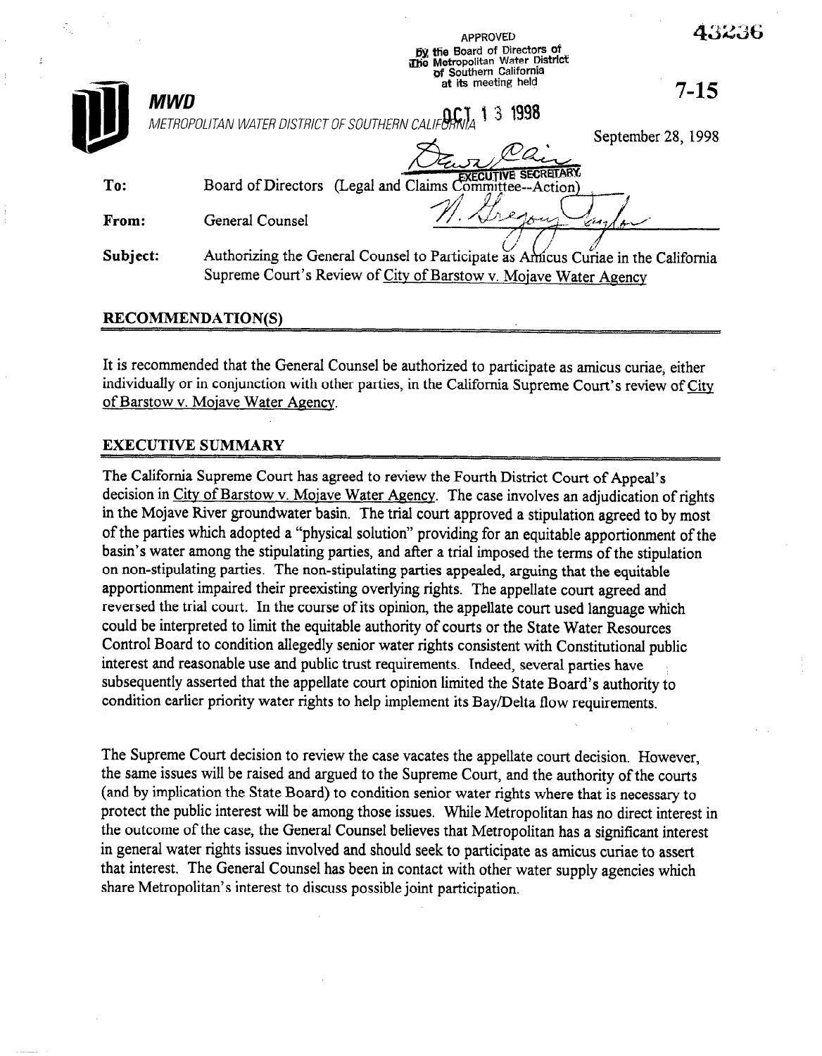APPROVED
by the Board of Directors of
The Metropolitan Water District
of Southern California
at its meeting held
OCT 13 1998

EXECUTIVE SECRETARY

43236

7-15

**MWD**
METROPOLITAN WATER DISTRICT OF SOUTHERN CALIFORNIA

September 28, 1998

**To:** Board of Directors (Legal and Claims Committee--Action)

**From:** General Counsel

**Subject:** Authorizing the General Counsel to Participate as Amicus Curiae in the California Supreme Court's Review of City of Barstow v. Mojave Water Agency

## RECOMMENDATION(S)

It is recommended that the General Counsel be authorized to participate as amicus curiae, either individually or in conjunction with other parties, in the California Supreme Court's review of City of Barstow v. Mojave Water Agency.

## EXECUTIVE SUMMARY

The California Supreme Court has agreed to review the Fourth District Court of Appeal's decision in City of Barstow v. Mojave Water Agency. The case involves an adjudication of rights in the Mojave River groundwater basin. The trial court approved a stipulation agreed to by most of the parties which adopted a "physical solution" providing for an equitable apportionment of the basin's water among the stipulating parties, and after a trial imposed the terms of the stipulation on non-stipulating parties. The non-stipulating parties appealed, arguing that the equitable apportionment impaired their preexisting overlying rights. The appellate court agreed and reversed the trial court. In the course of its opinion, the appellate court used language which could be interpreted to limit the equitable authority of courts or the State Water Resources Control Board to condition allegedly senior water rights consistent with Constitutional public interest and reasonable use and public trust requirements. Indeed, several parties have subsequently asserted that the appellate court opinion limited the State Board's authority to condition earlier priority water rights to help implement its Bay/Delta flow requirements.

The Supreme Court decision to review the case vacates the appellate court decision. However, the same issues will be raised and argued to the Supreme Court, and the authority of the courts (and by implication the State Board) to condition senior water rights where that is necessary to protect the public interest will be among those issues. While Metropolitan has no direct interest in the outcome of the case, the General Counsel believes that Metropolitan has a significant interest in general water rights issues involved and should seek to participate as amicus curiae to assert that interest. The General Counsel has been in contact with other water supply agencies which share Metropolitan's interest to discuss possible joint participation.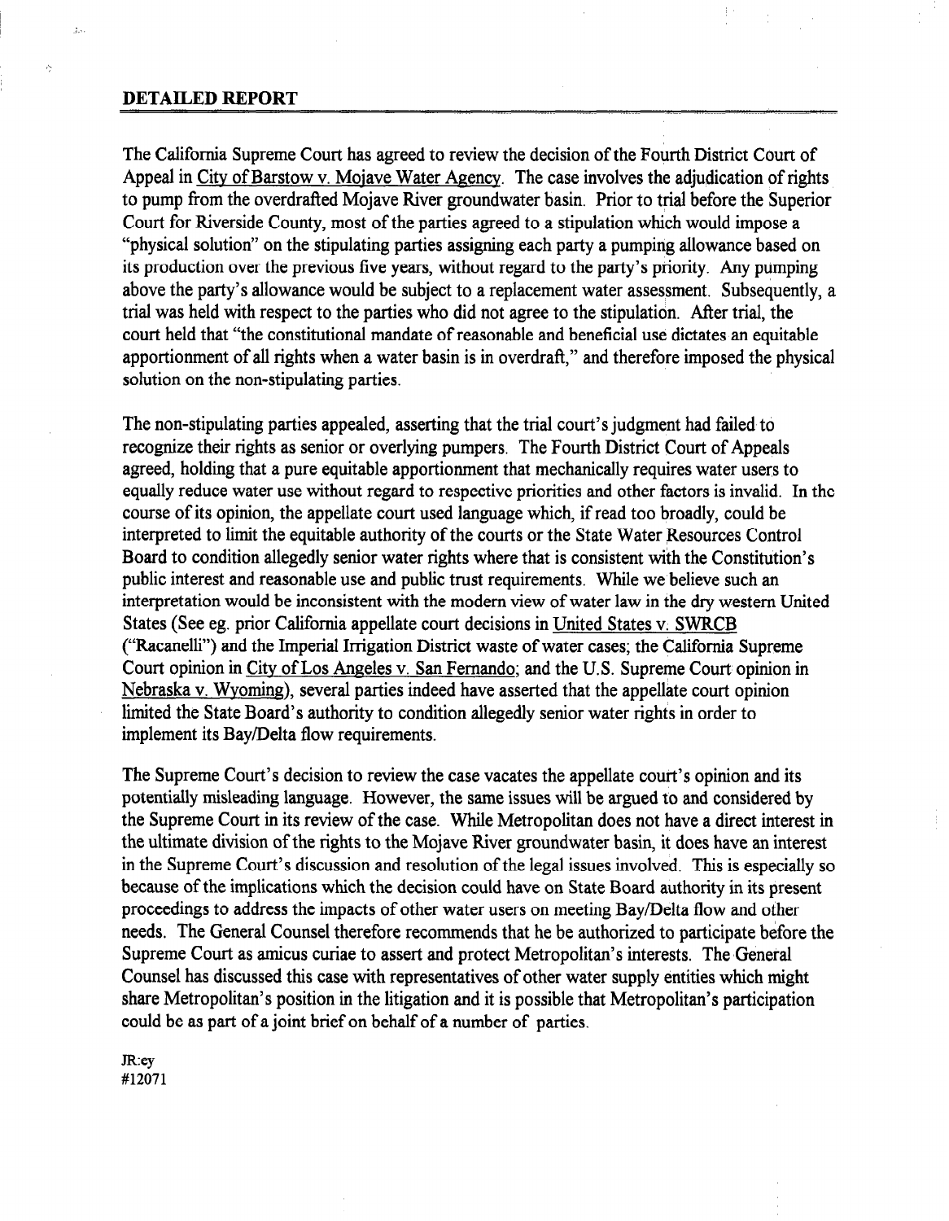## DETAILED REPORT

The California Supreme Court has agreed to review the decision of the Fourth District Court of Appeal in City of Barstow v. Mojave Water Agency. The case involves the adjudication of rights to pump from the overdrafted Mojave River groundwater basin. Prior to trial before the Superior Court for Riverside County, most of the parties agreed to a stipulation which would impose a "physical solution" on the stipulating parties assigning each party a pumping allowance based on its production over the previous five years, without regard to the party's priority. Any pumping above the party's allowance would be subject to a replacement water assessment. Subsequently, a trial was held with respect to the parties who did not agree to the stipulation. After trial, the court held that "the constitutional mandate of reasonable and beneficial use dictates an equitable apportionment of all rights when a water basin is in overdraft," and therefore imposed the physical solution on the non-stipulating parties.

The non-stipulating parties appealed, asserting that the trial court's judgment had failed to recognize their rights as senior or overlying pumpers. The Fourth District Court of Appeals agreed, holding that a pure equitable apportionment that mechanically requires water users to equally reduce water use without regard to respective priorities and other factors is invalid. In the course of its opinion, the appellate court used language which, if read too broadly, could be interpreted to limit the equitable authority of the courts or the State Water Resources Control Board to condition allegedly senior water rights where that is consistent with the Constitution's public interest and reasonable use and public trust requirements. While we believe such an interpretation would be inconsistent with the modern view of water law in the dry western United States (See eg. prior California appellate court decisions in United States v. SWRCB ("Racanelli") and the Imperial Irrigation District waste of water cases; the California Supreme Court opinion in City of Los Angeles v. San Fernando; and the U.S. Supreme Court opinion in Nebraska v. Wyoming), several parties indeed have asserted that the appellate court opinion limited the State Board's authority to condition allegedly senior water rights in order to implement its Bay/Delta flow requirements.

The Supreme Court's decision to review the case vacates the appellate court's opinion and its potentially misleading language. However, the same issues will be argued to and considered by the Supreme Court in its review of the case. While Metropolitan does not have a direct interest in the ultimate division of the rights to the Mojave River groundwater basin, it does have an interest in the Supreme Court's discussion and resolution of the legal issues involved. This is especially so because of the implications which the decision could have on State Board authority in its present proceedings to address the impacts of other water users on meeting Bay/Delta flow and other needs. The General Counsel therefore recommends that he be authorized to participate before the Supreme Court as amicus curiae to assert and protect Metropolitan's interests. The General Counsel has discussed this case with representatives of other water supply entities which might share Metropolitan's position in the litigation and it is possible that Metropolitan's participation could be as part of a joint brief on behalf of a number of parties.

JR:ey
#12071